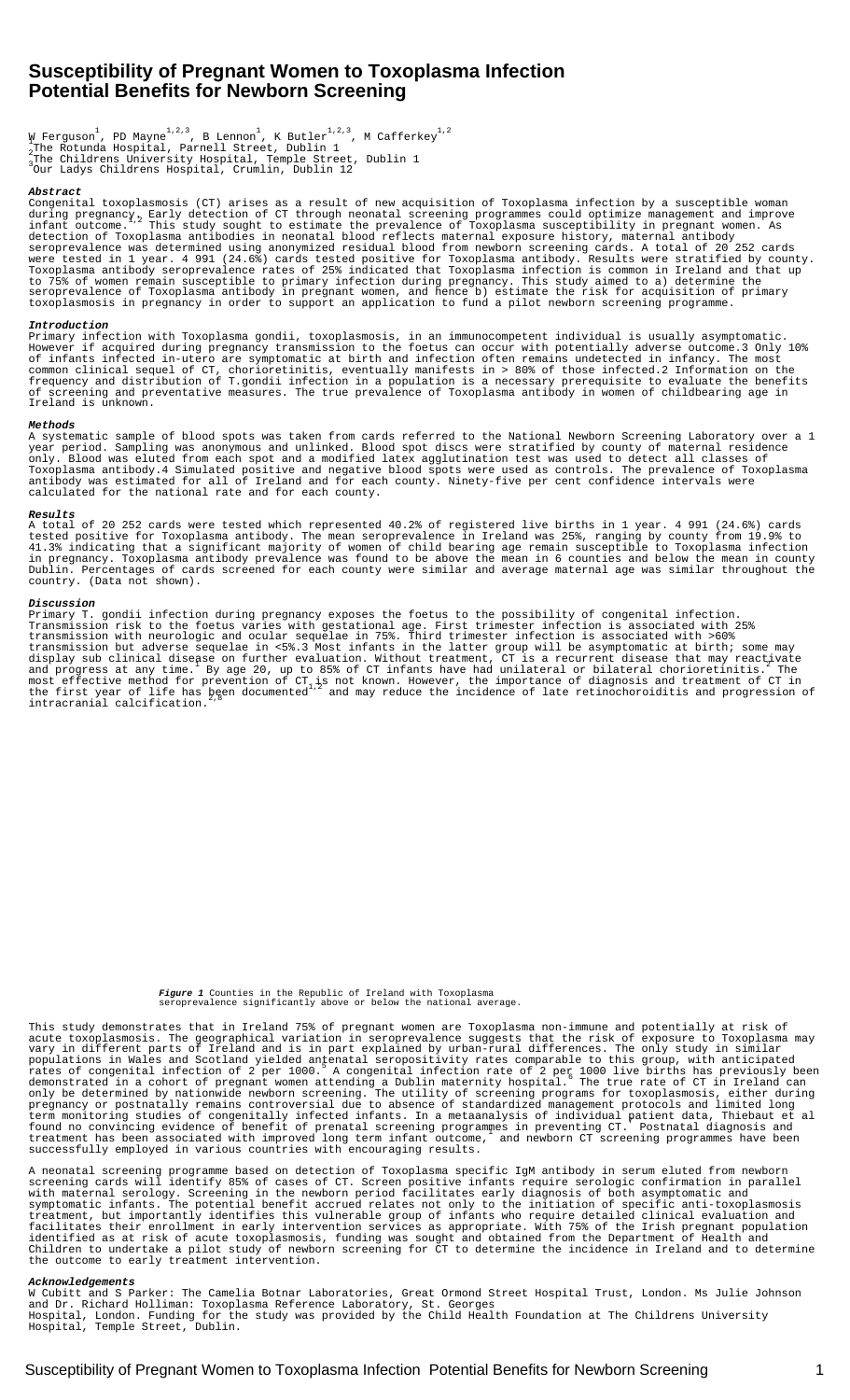# Susceptibility of Pregnant Women to Toxoplasma Infection Potential Benefits for Newborn Screening

W Ferguson[1], PD Mayne[1,2,3], B Lennon[1], K Butler[1,2,3], M Cafferkey[1,2]

[1]The Rotunda Hospital, Parnell Street, Dublin 1
[2]The Childrens University Hospital, Temple Street, Dublin 1
[3]Our Ladys Childrens Hospital, Crumlin, Dublin 12

### *Abstract*

Congenital toxoplasmosis (CT) arises as a result of new acquisition of Toxoplasma infection by a susceptible woman during pregnancy. Early detection of CT through neonatal screening programmes could optimize management and improve infant outcome.[1,2] This study sought to estimate the prevalence of Toxoplasma susceptibility in pregnant women. As detection of Toxoplasma antibodies in neonatal blood reflects maternal exposure history, maternal antibody seroprevalence was determined using anonymized residual blood from newborn screening cards. A total of 20 252 cards were tested in 1 year. 4 991 (24.6%) cards tested positive for Toxoplasma antibody. Results were stratified by county. Toxoplasma antibody seroprevalence rates of 25% indicated that Toxoplasma infection is common in Ireland and that up to 75% of women remain susceptible to primary infection during pregnancy. This study aimed to a) determine the seroprevalence of Toxoplasma antibody in pregnant women, and hence b) estimate the risk for acquisition of primary toxoplasmosis in pregnancy in order to support an application to fund a pilot newborn screening programme.

### *Introduction*

Primary infection with Toxoplasma gondii, toxoplasmosis, in an immunocompetent individual is usually asymptomatic. However if acquired during pregnancy transmission to the foetus can occur with potentially adverse outcome.3 Only 10% of infants infected in-utero are symptomatic at birth and infection often remains undetected in infancy. The most common clinical sequel of CT, chorioretinitis, eventually manifests in > 80% of those infected.2 Information on the frequency and distribution of T.gondii infection in a population is a necessary prerequisite to evaluate the benefits of screening and preventative measures. The true prevalence of Toxoplasma antibody in women of childbearing age in Ireland is unknown.

### *Methods*

A systematic sample of blood spots was taken from cards referred to the National Newborn Screening Laboratory over a 1 year period. Sampling was anonymous and unlinked. Blood spot discs were stratified by county of maternal residence only. Blood was eluted from each spot and a modified latex agglutination test was used to detect all classes of Toxoplasma antibody.4 Simulated positive and negative blood spots were used as controls. The prevalence of Toxoplasma antibody was estimated for all of Ireland and for each county. Ninety-five per cent confidence intervals were calculated for the national rate and for each county.

### *Results*

A total of 20 252 cards were tested which represented 40.2% of registered live births in 1 year. 4 991 (24.6%) cards tested positive for Toxoplasma antibody. The mean seroprevalence in Ireland was 25%, ranging by county from 19.9% to 41.3% indicating that a significant majority of women of child bearing age remain susceptible to Toxoplasma infection in pregnancy. Toxoplasma antibody prevalence was found to be above the mean in 6 counties and below the mean in county Dublin. Percentages of cards screened for each county were similar and average maternal age was similar throughout the country. (Data not shown).

### *Discussion*

Primary T. gondii infection during pregnancy exposes the foetus to the possibility of congenital infection. Transmission risk to the foetus varies with gestational age. First trimester infection is associated with 25% transmission with neurologic and ocular sequelae in 75%. Third trimester infection is associated with >60% transmission but adverse sequelae in <5%.3 Most infants in the latter group will be asymptomatic at birth; some may display sub clinical disease on further evaluation. Without treatment, CT is a recurrent disease that may reactivate and progress at any time.[2] By age 20, up to 85% of CT infants have had unilateral or bilateral chorioretinitis.[2] The most effective method for prevention of CT is not known. However, the importance of diagnosis and treatment of CT in the first year of life has been documented[1,2] and may reduce the incidence of late retinochoroiditis and progression of intracranial calcification.[2,6]

***Figure 1*** Counties in the Republic of Ireland with Toxoplasma seroprevalence significantly above or below the national average.

This study demonstrates that in Ireland 75% of pregnant women are Toxoplasma non-immune and potentially at risk of acute toxoplasmosis. The geographical variation in seroprevalence suggests that the risk of exposure to Toxoplasma may vary in different parts of Ireland and is in part explained by urban-rural differences. The only study in similar populations in Wales and Scotland yielded antenatal seropositivity rates comparable to this group, with anticipated rates of congenital infection of 2 per 1000.[5] A congenital infection rate of 2 per 1000 live births has previously been demonstrated in a cohort of pregnant women attending a Dublin maternity hospital.[6] The true rate of CT in Ireland can only be determined by nationwide newborn screening. The utility of screening programs for toxoplasmosis, either during pregnancy or postnatally remains controversial due to absence of standardized management protocols and limited long term monitoring studies of congenitally infected infants. In a metaanalysis of individual patient data, Thiebaut et al found no convincing evidence of benefit of prenatal screening programmes in preventing CT.[7] Postnatal diagnosis and treatment has been associated with improved long term infant outcome,[2] and newborn CT screening programmes have been successfully employed in various countries with encouraging results.

A neonatal screening programme based on detection of Toxoplasma specific IgM antibody in serum eluted from newborn screening cards will identify 85% of cases of CT. Screen positive infants require serologic confirmation in parallel with maternal serology. Screening in the newborn period facilitates early diagnosis of both asymptomatic and symptomatic infants. The potential benefit accrued relates not only to the initiation of specific anti-toxoplasmosis treatment, but importantly identifies this vulnerable group of infants who require detailed clinical evaluation and facilitates their enrollment in early intervention services as appropriate. With 75% of the Irish pregnant population identified as at risk of acute toxoplasmosis, funding was sought and obtained from the Department of Health and Children to undertake a pilot study of newborn screening for CT to determine the incidence in Ireland and to determine the outcome to early treatment intervention.

### *Acknowledgements*

W Cubitt and S Parker: The Camelia Botnar Laboratories, Great Ormond Street Hospital Trust, London. Ms Julie Johnson and Dr. Richard Holliman: Toxoplasma Reference Laboratory, St. Georges Hospital, London. Funding for the study was provided by the Child Health Foundation at The Childrens University Hospital, Temple Street, Dublin.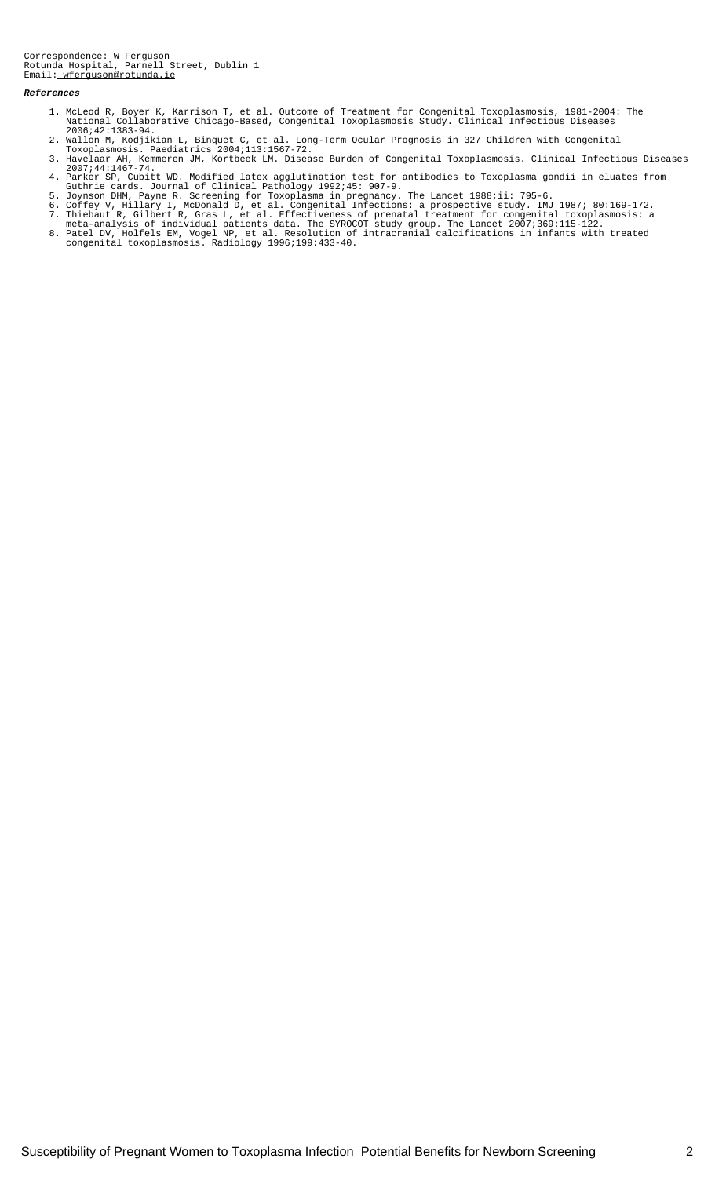Correspondence: W Ferguson
Rotunda Hospital, Parnell Street, Dublin 1
Email: wferguson@rotunda.ie

***References***

1. McLeod R, Boyer K, Karrison T, et al. Outcome of Treatment for Congenital Toxoplasmosis, 1981-2004: The National Collaborative Chicago-Based, Congenital Toxoplasmosis Study. Clinical Infectious Diseases 2006;42:1383-94.
2. Wallon M, Kodjikian L, Binquet C, et al. Long-Term Ocular Prognosis in 327 Children With Congenital Toxoplasmosis. Paediatrics 2004;113:1567-72.
3. Havelaar AH, Kemmeren JM, Kortbeek LM. Disease Burden of Congenital Toxoplasmosis. Clinical Infectious Diseases 2007;44:1467-74.
4. Parker SP, Cubitt WD. Modified latex agglutination test for antibodies to Toxoplasma gondii in eluates from Guthrie cards. Journal of Clinical Pathology 1992;45: 907-9.
5. Joynson DHM, Payne R. Screening for Toxoplasma in pregnancy. The Lancet 1988;ii: 795-6.
6. Coffey V, Hillary I, McDonald D, et al. Congenital Infections: a prospective study. IMJ 1987; 80:169-172.
7. Thiebaut R, Gilbert R, Gras L, et al. Effectiveness of prenatal treatment for congenital toxoplasmosis: a meta-analysis of individual patients data. The SYROCOT study group. The Lancet 2007;369:115-122.
8. Patel DV, Holfels EM, Vogel NP, et al. Resolution of intracranial calcifications in infants with treated congenital toxoplasmosis. Radiology 1996;199:433-40.